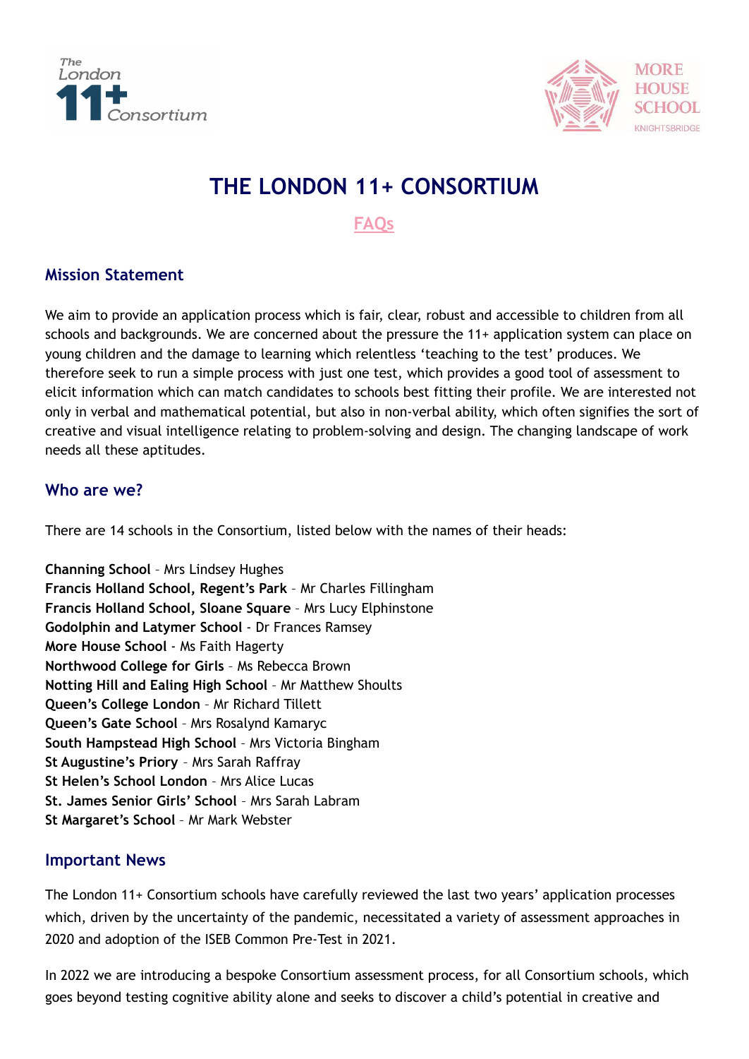# THE LONDON 11+ CONSORTIUM

FAQs

## Mission Statement

We aim to provide an application process which is fair, clear, robust and accessible to children from all schools and backgrounds. We are concerned about the pressure the 11+ application system can place on young children and the damage to learning which relentless 'teaching to the test' produces. We therefore seek to run a simple process with just one test, which provides a good tool of assessment to elicit information which can match candidates to schools best fitting their profile. We are interested not only in verbal and mathematical potential, but also in non-verbal ability, which often signifies the sort of creative and visual intelligence relating to problem-solving and design. The changing landscape of work needs all these aptitudes.

## Who are we?

There are 14 schools in the Consortium, listed below with the names of their heads:

**Channing School** – Mrs Lindsey Hughes
**Francis Holland School, Regent's Park** – Mr Charles Fillingham
**Francis Holland School, Sloane Square** – Mrs Lucy Elphinstone
**Godolphin and Latymer School** - Dr Frances Ramsey
**More House School** - Ms Faith Hagerty
**Northwood College for Girls** – Ms Rebecca Brown
**Notting Hill and Ealing High School** – Mr Matthew Shoults
**Queen's College London** - Mr Richard Tillett
**Queen's Gate School** – Mrs Rosalynd Kamaryc
**South Hampstead High School** - Mrs Victoria Bingham
**St Augustine's Priory** – Mrs Sarah Raffray
**St Helen's School London** – Mrs Alice Lucas
**St. James Senior Girls' School** – Mrs Sarah Labram
**St Margaret's School** – Mr Mark Webster

## Important News

The London 11+ Consortium schools have carefully reviewed the last two years' application processes which, driven by the uncertainty of the pandemic, necessitated a variety of assessment approaches in 2020 and adoption of the ISEB Common Pre-Test in 2021.

In 2022 we are introducing a bespoke Consortium assessment process, for all Consortium schools, which goes beyond testing cognitive ability alone and seeks to discover a child's potential in creative and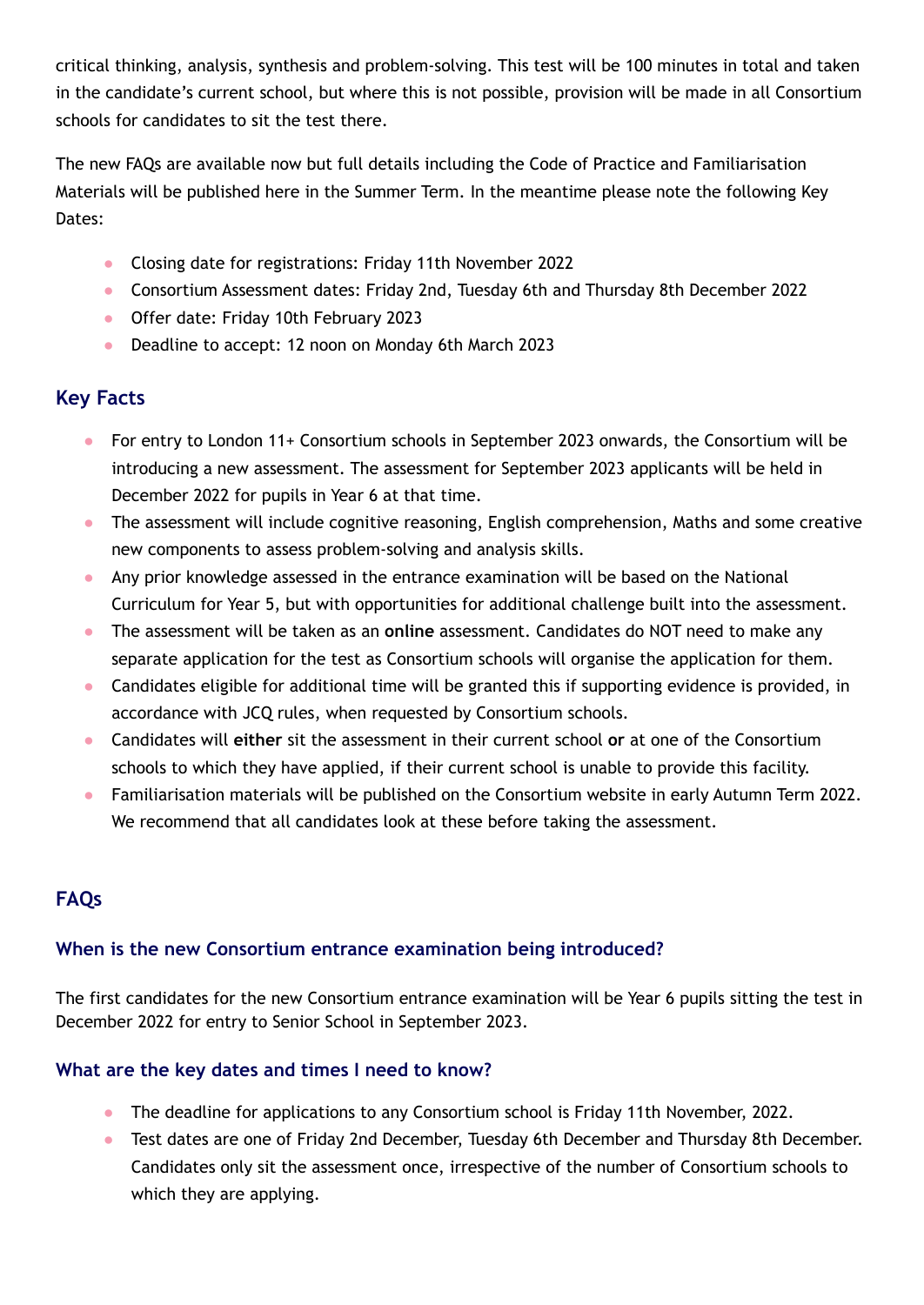critical thinking, analysis, synthesis and problem-solving. This test will be 100 minutes in total and taken in the candidate's current school, but where this is not possible, provision will be made in all Consortium schools for candidates to sit the test there.

The new FAQs are available now but full details including the Code of Practice and Familiarisation Materials will be published here in the Summer Term. In the meantime please note the following Key Dates:

- Closing date for registrations: Friday 11th November 2022
- Consortium Assessment dates: Friday 2nd, Tuesday 6th and Thursday 8th December 2022
- Offer date: Friday 10th February 2023
- Deadline to accept: 12 noon on Monday 6th March 2023

## Key Facts

- For entry to London 11+ Consortium schools in September 2023 onwards, the Consortium will be introducing a new assessment. The assessment for September 2023 applicants will be held in December 2022 for pupils in Year 6 at that time.
- The assessment will include cognitive reasoning, English comprehension, Maths and some creative new components to assess problem-solving and analysis skills.
- Any prior knowledge assessed in the entrance examination will be based on the National Curriculum for Year 5, but with opportunities for additional challenge built into the assessment.
- The assessment will be taken as an **online** assessment. Candidates do NOT need to make any separate application for the test as Consortium schools will organise the application for them.
- Candidates eligible for additional time will be granted this if supporting evidence is provided, in accordance with JCQ rules, when requested by Consortium schools.
- Candidates will **either** sit the assessment in their current school **or** at one of the Consortium schools to which they have applied, if their current school is unable to provide this facility.
- Familiarisation materials will be published on the Consortium website in early Autumn Term 2022. We recommend that all candidates look at these before taking the assessment.

## FAQs

### When is the new Consortium entrance examination being introduced?

The first candidates for the new Consortium entrance examination will be Year 6 pupils sitting the test in December 2022 for entry to Senior School in September 2023.

### What are the key dates and times I need to know?

- The deadline for applications to any Consortium school is Friday 11th November, 2022.
- Test dates are one of Friday 2nd December, Tuesday 6th December and Thursday 8th December. Candidates only sit the assessment once, irrespective of the number of Consortium schools to which they are applying.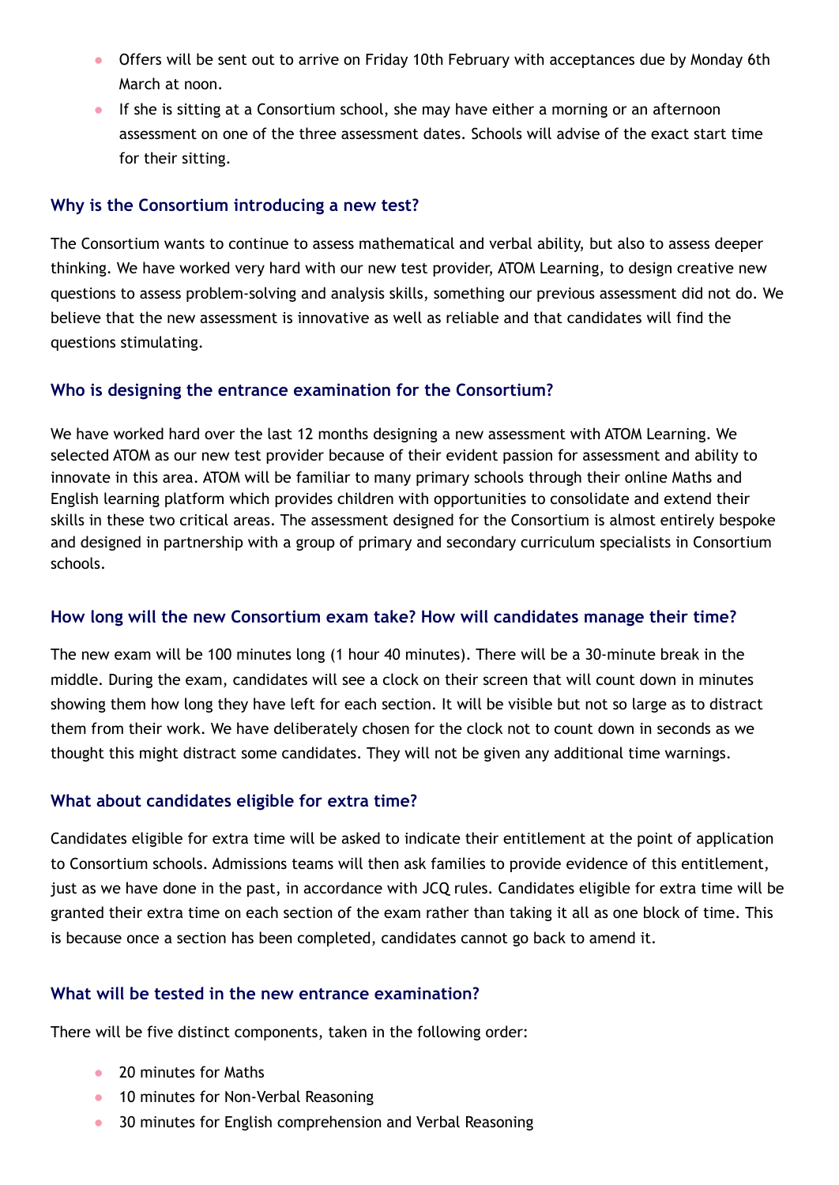- Offers will be sent out to arrive on Friday 10th February with acceptances due by Monday 6th March at noon.
- If she is sitting at a Consortium school, she may have either a morning or an afternoon assessment on one of the three assessment dates. Schools will advise of the exact start time for their sitting.

### Why is the Consortium introducing a new test?

The Consortium wants to continue to assess mathematical and verbal ability, but also to assess deeper thinking. We have worked very hard with our new test provider, ATOM Learning, to design creative new questions to assess problem-solving and analysis skills, something our previous assessment did not do. We believe that the new assessment is innovative as well as reliable and that candidates will find the questions stimulating.

### Who is designing the entrance examination for the Consortium?

We have worked hard over the last 12 months designing a new assessment with ATOM Learning. We selected ATOM as our new test provider because of their evident passion for assessment and ability to innovate in this area. ATOM will be familiar to many primary schools through their online Maths and English learning platform which provides children with opportunities to consolidate and extend their skills in these two critical areas. The assessment designed for the Consortium is almost entirely bespoke and designed in partnership with a group of primary and secondary curriculum specialists in Consortium schools.

### How long will the new Consortium exam take? How will candidates manage their time?

The new exam will be 100 minutes long (1 hour 40 minutes). There will be a 30-minute break in the middle. During the exam, candidates will see a clock on their screen that will count down in minutes showing them how long they have left for each section. It will be visible but not so large as to distract them from their work. We have deliberately chosen for the clock not to count down in seconds as we thought this might distract some candidates. They will not be given any additional time warnings.

### What about candidates eligible for extra time?

Candidates eligible for extra time will be asked to indicate their entitlement at the point of application to Consortium schools. Admissions teams will then ask families to provide evidence of this entitlement, just as we have done in the past, in accordance with JCQ rules. Candidates eligible for extra time will be granted their extra time on each section of the exam rather than taking it all as one block of time. This is because once a section has been completed, candidates cannot go back to amend it.

### What will be tested in the new entrance examination?

There will be five distinct components, taken in the following order:

- 20 minutes for Maths
- 10 minutes for Non-Verbal Reasoning
- 30 minutes for English comprehension and Verbal Reasoning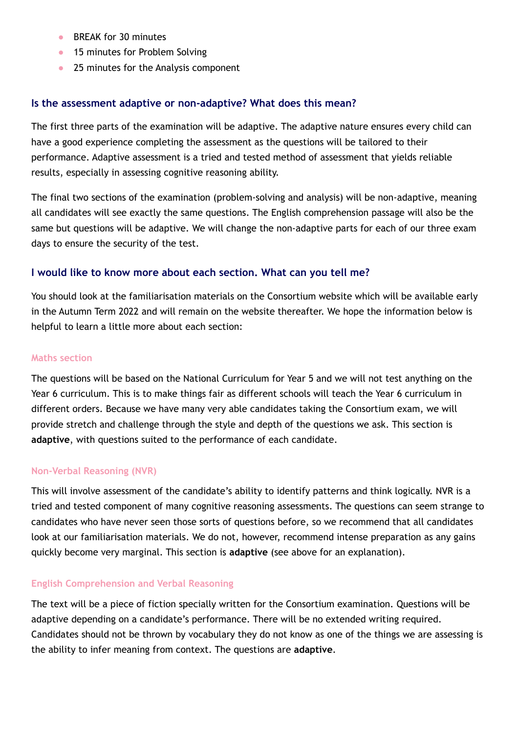- BREAK for 30 minutes
- 15 minutes for Problem Solving
- 25 minutes for the Analysis component

## Is the assessment adaptive or non-adaptive? What does this mean?

The first three parts of the examination will be adaptive. The adaptive nature ensures every child can have a good experience completing the assessment as the questions will be tailored to their performance. Adaptive assessment is a tried and tested method of assessment that yields reliable results, especially in assessing cognitive reasoning ability.

The final two sections of the examination (problem-solving and analysis) will be non-adaptive, meaning all candidates will see exactly the same questions. The English comprehension passage will also be the same but questions will be adaptive. We will change the non-adaptive parts for each of our three exam days to ensure the security of the test.

## I would like to know more about each section. What can you tell me?

You should look at the familiarisation materials on the Consortium website which will be available early in the Autumn Term 2022 and will remain on the website thereafter. We hope the information below is helpful to learn a little more about each section:

### Maths section

The questions will be based on the National Curriculum for Year 5 and we will not test anything on the Year 6 curriculum. This is to make things fair as different schools will teach the Year 6 curriculum in different orders. Because we have many very able candidates taking the Consortium exam, we will provide stretch and challenge through the style and depth of the questions we ask. This section is **adaptive**, with questions suited to the performance of each candidate.

### Non-Verbal Reasoning (NVR)

This will involve assessment of the candidate's ability to identify patterns and think logically. NVR is a tried and tested component of many cognitive reasoning assessments. The questions can seem strange to candidates who have never seen those sorts of questions before, so we recommend that all candidates look at our familiarisation materials. We do not, however, recommend intense preparation as any gains quickly become very marginal. This section is **adaptive** (see above for an explanation).

### English Comprehension and Verbal Reasoning

The text will be a piece of fiction specially written for the Consortium examination. Questions will be adaptive depending on a candidate's performance. There will be no extended writing required. Candidates should not be thrown by vocabulary they do not know as one of the things we are assessing is the ability to infer meaning from context. The questions are **adaptive**.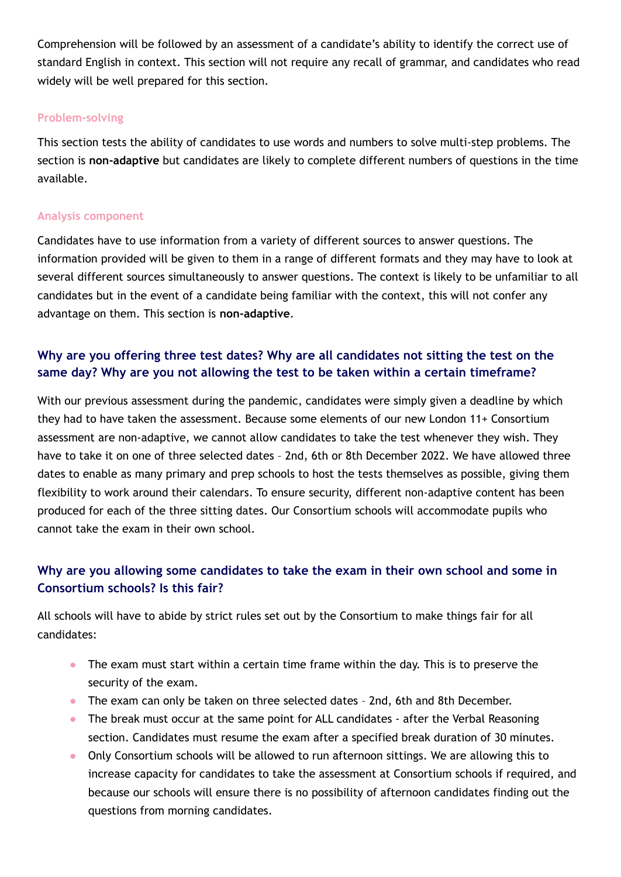Comprehension will be followed by an assessment of a candidate's ability to identify the correct use of standard English in context. This section will not require any recall of grammar, and candidates who read widely will be well prepared for this section.

#### Problem-solving

This section tests the ability of candidates to use words and numbers to solve multi-step problems. The section is **non-adaptive** but candidates are likely to complete different numbers of questions in the time available.

#### Analysis component

Candidates have to use information from a variety of different sources to answer questions. The information provided will be given to them in a range of different formats and they may have to look at several different sources simultaneously to answer questions. The context is likely to be unfamiliar to all candidates but in the event of a candidate being familiar with the context, this will not confer any advantage on them. This section is **non-adaptive**.

### Why are you offering three test dates? Why are all candidates not sitting the test on the same day? Why are you not allowing the test to be taken within a certain timeframe?

With our previous assessment during the pandemic, candidates were simply given a deadline by which they had to have taken the assessment. Because some elements of our new London 11+ Consortium assessment are non-adaptive, we cannot allow candidates to take the test whenever they wish. They have to take it on one of three selected dates – 2nd, 6th or 8th December 2022. We have allowed three dates to enable as many primary and prep schools to host the tests themselves as possible, giving them flexibility to work around their calendars. To ensure security, different non-adaptive content has been produced for each of the three sitting dates. Our Consortium schools will accommodate pupils who cannot take the exam in their own school.

### Why are you allowing some candidates to take the exam in their own school and some in Consortium schools? Is this fair?

All schools will have to abide by strict rules set out by the Consortium to make things fair for all candidates:

- The exam must start within a certain time frame within the day. This is to preserve the security of the exam.
- The exam can only be taken on three selected dates – 2nd, 6th and 8th December.
- The break must occur at the same point for ALL candidates - after the Verbal Reasoning section. Candidates must resume the exam after a specified break duration of 30 minutes.
- Only Consortium schools will be allowed to run afternoon sittings. We are allowing this to increase capacity for candidates to take the assessment at Consortium schools if required, and because our schools will ensure there is no possibility of afternoon candidates finding out the questions from morning candidates.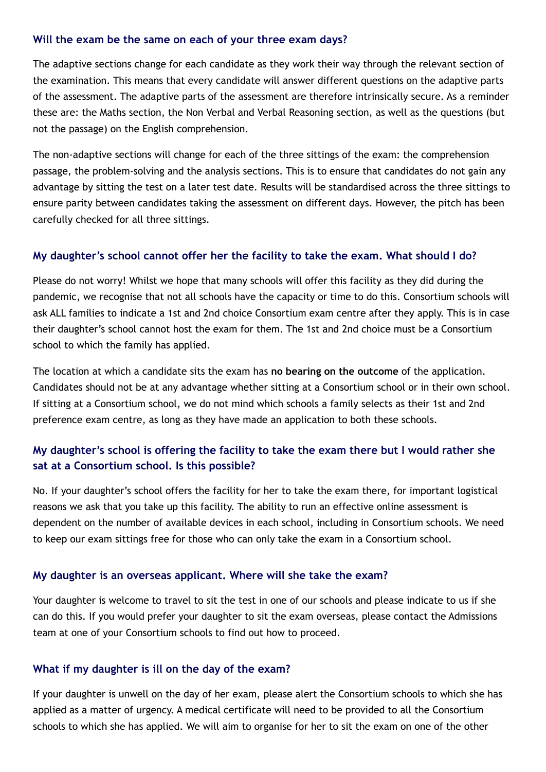### Will the exam be the same on each of your three exam days?

The adaptive sections change for each candidate as they work their way through the relevant section of the examination. This means that every candidate will answer different questions on the adaptive parts of the assessment. The adaptive parts of the assessment are therefore intrinsically secure. As a reminder these are: the Maths section, the Non Verbal and Verbal Reasoning section, as well as the questions (but not the passage) on the English comprehension.

The non-adaptive sections will change for each of the three sittings of the exam: the comprehension passage, the problem-solving and the analysis sections. This is to ensure that candidates do not gain any advantage by sitting the test on a later test date. Results will be standardised across the three sittings to ensure parity between candidates taking the assessment on different days. However, the pitch has been carefully checked for all three sittings.

### My daughter's school cannot offer her the facility to take the exam. What should I do?

Please do not worry! Whilst we hope that many schools will offer this facility as they did during the pandemic, we recognise that not all schools have the capacity or time to do this. Consortium schools will ask ALL families to indicate a 1st and 2nd choice Consortium exam centre after they apply. This is in case their daughter's school cannot host the exam for them. The 1st and 2nd choice must be a Consortium school to which the family has applied.

The location at which a candidate sits the exam has **no bearing on the outcome** of the application. Candidates should not be at any advantage whether sitting at a Consortium school or in their own school. If sitting at a Consortium school, we do not mind which schools a family selects as their 1st and 2nd preference exam centre, as long as they have made an application to both these schools.

### My daughter's school is offering the facility to take the exam there but I would rather she sat at a Consortium school. Is this possible?

No. If your daughter's school offers the facility for her to take the exam there, for important logistical reasons we ask that you take up this facility. The ability to run an effective online assessment is dependent on the number of available devices in each school, including in Consortium schools. We need to keep our exam sittings free for those who can only take the exam in a Consortium school.

### My daughter is an overseas applicant. Where will she take the exam?

Your daughter is welcome to travel to sit the test in one of our schools and please indicate to us if she can do this. If you would prefer your daughter to sit the exam overseas, please contact the Admissions team at one of your Consortium schools to find out how to proceed.

### What if my daughter is ill on the day of the exam?

If your daughter is unwell on the day of her exam, please alert the Consortium schools to which she has applied as a matter of urgency. A medical certificate will need to be provided to all the Consortium schools to which she has applied. We will aim to organise for her to sit the exam on one of the other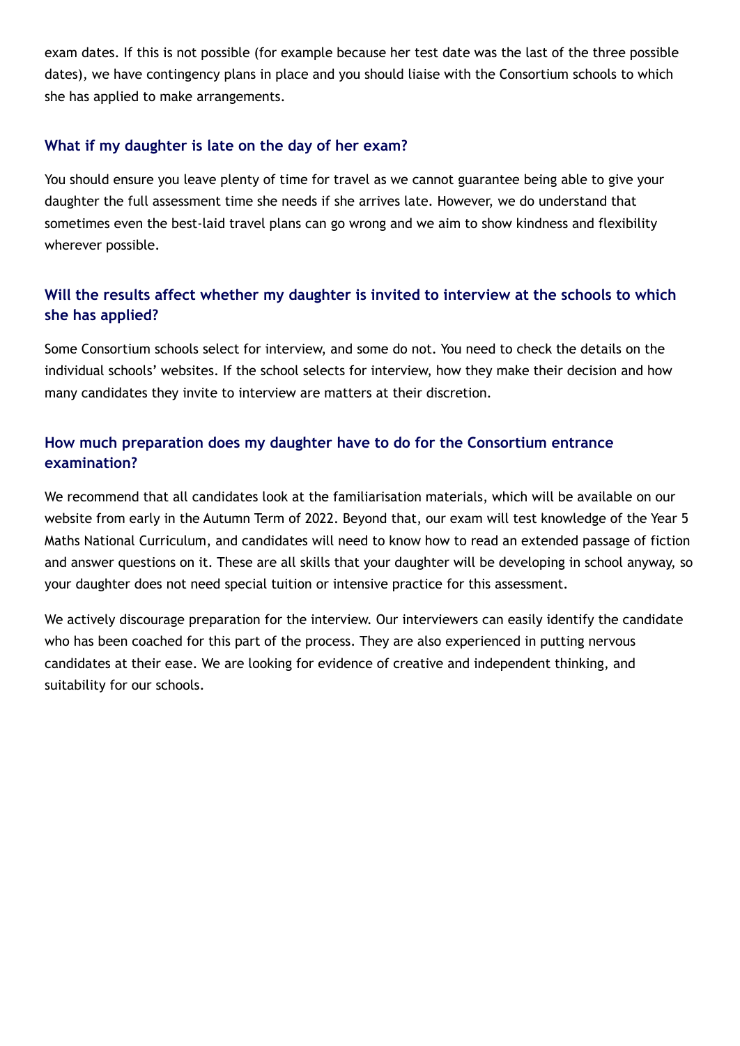exam dates. If this is not possible (for example because her test date was the last of the three possible dates), we have contingency plans in place and you should liaise with the Consortium schools to which she has applied to make arrangements.

### What if my daughter is late on the day of her exam?

You should ensure you leave plenty of time for travel as we cannot guarantee being able to give your daughter the full assessment time she needs if she arrives late. However, we do understand that sometimes even the best-laid travel plans can go wrong and we aim to show kindness and flexibility wherever possible.

### Will the results affect whether my daughter is invited to interview at the schools to which she has applied?

Some Consortium schools select for interview, and some do not. You need to check the details on the individual schools' websites. If the school selects for interview, how they make their decision and how many candidates they invite to interview are matters at their discretion.

### How much preparation does my daughter have to do for the Consortium entrance examination?

We recommend that all candidates look at the familiarisation materials, which will be available on our website from early in the Autumn Term of 2022. Beyond that, our exam will test knowledge of the Year 5 Maths National Curriculum, and candidates will need to know how to read an extended passage of fiction and answer questions on it. These are all skills that your daughter will be developing in school anyway, so your daughter does not need special tuition or intensive practice for this assessment.

We actively discourage preparation for the interview. Our interviewers can easily identify the candidate who has been coached for this part of the process. They are also experienced in putting nervous candidates at their ease. We are looking for evidence of creative and independent thinking, and suitability for our schools.